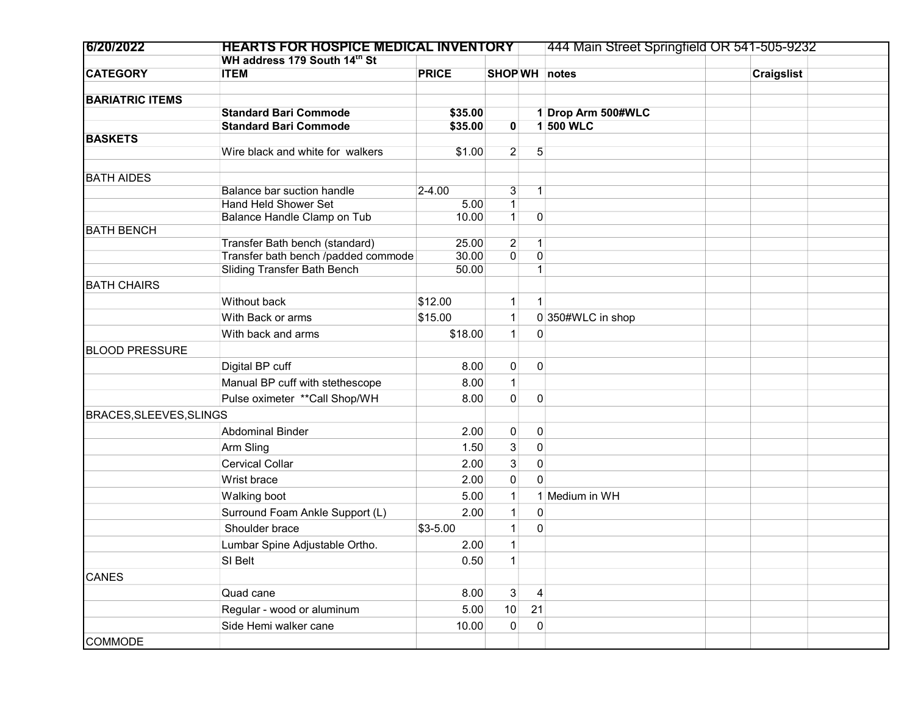| 6/20/2022 | HEARTS FOR HOSPICE MEDICAL INVENTORY | | | | 444 Main Street Springfield OR 541-505-9232 | | | |
|---|---|---|---|---|---|---|---|---|
| | WH address 179 South 14th St | | | | | | | |
| **CATEGORY** | **ITEM** | **PRICE** | **SHOP** | **WH** | **notes** | | **Craigslist** | |
| | | | | | | | | |
| **BARIATRIC ITEMS** | | | | | | | | |
| | **Standard Bari Commode** | **$35.00** | | **1** | **Drop Arm 500#WLC** | | | |
| | **Standard Bari Commode** | **$35.00** | **0** | **1** | **500 WLC** | | | |
| **BASKETS** | | | | | | | | |
| | Wire black and white for walkers | $1.00 | 2 | 5 | | | | |
| | | | | | | | | |
| BATH AIDES | | | | | | | | |
| | Balance bar suction handle | 2-4.00 | 3 | 1 | | | | |
| | Hand Held Shower Set | 5.00 | 1 | | | | | |
| | Balance Handle Clamp on Tub | 10.00 | 1 | 0 | | | | |
| BATH BENCH | | | | | | | | |
| | Transfer Bath bench (standard) | 25.00 | 2 | 1 | | | | |
| | Transfer bath bench /padded commode | 30.00 | 0 | 0 | | | | |
| | Sliding Transfer Bath Bench | 50.00 | | 1 | | | | |
| BATH CHAIRS | | | | | | | | |
| | Without back | $12.00 | 1 | 1 | | | | |
| | With Back or arms | $15.00 | 1 | 0 | 350#WLC in shop | | | |
| | With back and arms | $18.00 | 1 | 0 | | | | |
| BLOOD PRESSURE | | | | | | | | |
| | Digital BP cuff | 8.00 | 0 | 0 | | | | |
| | Manual BP cuff with stethescope | 8.00 | 1 | | | | | |
| | Pulse oximeter **Call Shop/WH | 8.00 | 0 | 0 | | | | |
| BRACES,SLEEVES,SLINGS | | | | | | | | |
| | Abdominal Binder | 2.00 | 0 | 0 | | | | |
| | Arm Sling | 1.50 | 3 | 0 | | | | |
| | Cervical Collar | 2.00 | 3 | 0 | | | | |
| | Wrist brace | 2.00 | 0 | 0 | | | | |
| | Walking boot | 5.00 | 1 | 1 | Medium in WH | | | |
| | Surround Foam Ankle Support (L) | 2.00 | 1 | 0 | | | | |
| | Shoulder brace | $3-5.00 | 1 | 0 | | | | |
| | Lumbar Spine Adjustable Ortho. | 2.00 | 1 | | | | | |
| | SI Belt | 0.50 | 1 | | | | | |
| CANES | | | | | | | | |
| | Quad cane | 8.00 | 3 | 4 | | | | |
| | Regular - wood or aluminum | 5.00 | 10 | 21 | | | | |
| | Side Hemi walker cane | 10.00 | 0 | 0 | | | | |
| COMMODE | | | | | | | | |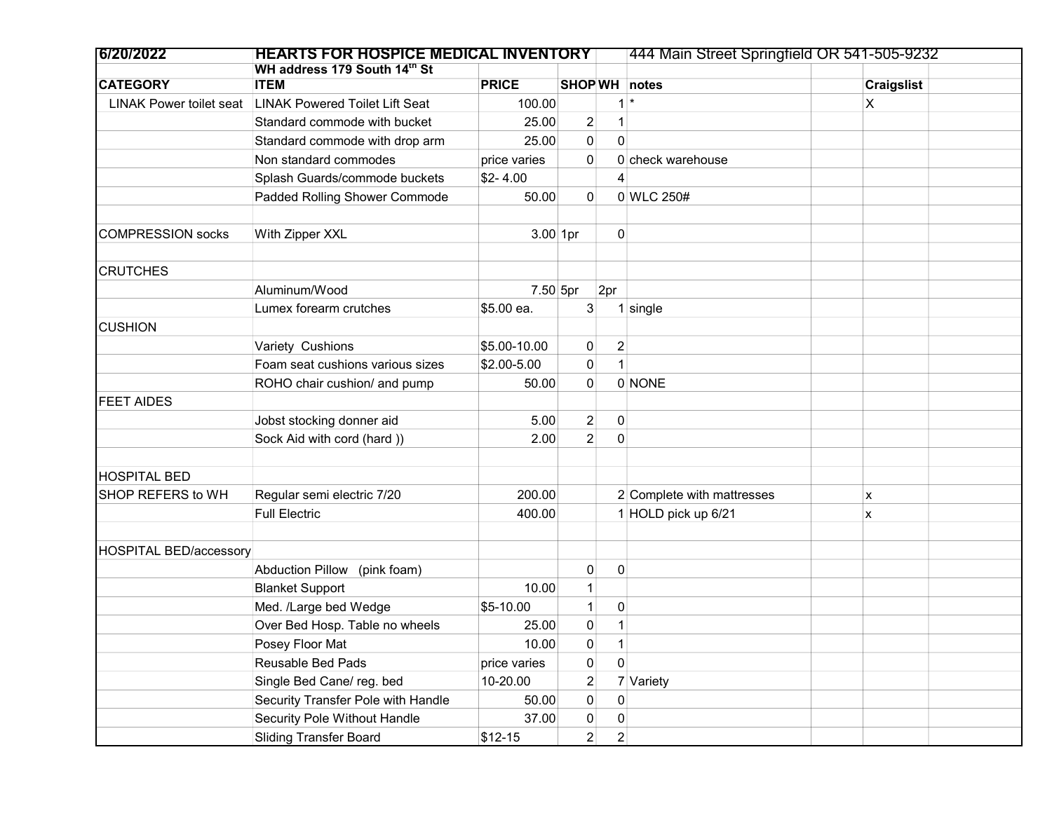| 6/20/2022 | HEARTS FOR HOSPICE MEDICAL INVENTORY | | | | 444 Main Street Springfield OR 541-505-9232 | | | |
|---|---|---|---|---|---|---|---|---|
| | WH address 179 South 14th St | | | | | | | |
| CATEGORY | ITEM | PRICE | SHOP | WH | notes | | Craigslist | |
| LINAK Power toilet seat | LINAK Powered Toilet Lift Seat | 100.00 | | 1 | * | | X | |
| | Standard commode with bucket | 25.00 | 2 | 1 | | | | |
| | Standard commode with drop arm | 25.00 | 0 | 0 | | | | |
| | Non standard commodes | price varies | 0 | 0 | check warehouse | | | |
| | Splash Guards/commode buckets | $2- 4.00 | | 4 | | | | |
| | Padded Rolling Shower Commode | 50.00 | 0 | 0 | WLC 250# | | | |
| | | | | | | | | |
| COMPRESSION socks | With Zipper XXL | 3.00 | 1pr | 0 | | | | |
| | | | | | | | | |
| CRUTCHES | | | | | | | | |
| | Aluminum/Wood | 7.50 | 5pr | 2pr | | | | |
| | Lumex forearm crutches | $5.00 ea. | 3 | 1 | single | | | |
| CUSHION | | | | | | | | |
| | Variety Cushions | $5.00-10.00 | 0 | 2 | | | | |
| | Foam seat cushions various sizes | $2.00-5.00 | 0 | 1 | | | | |
| | ROHO chair cushion/ and pump | 50.00 | 0 | 0 | NONE | | | |
| FEET AIDES | | | | | | | | |
| | Jobst stocking donner aid | 5.00 | 2 | 0 | | | | |
| | Sock Aid with cord (hard )) | 2.00 | 2 | 0 | | | | |
| | | | | | | | | |
| HOSPITAL BED | | | | | | | | |
| SHOP REFERS to WH | Regular semi electric 7/20 | 200.00 | | 2 | Complete with mattresses | | x | |
| | Full Electric | 400.00 | | 1 | HOLD pick up 6/21 | | x | |
| | | | | | | | | |
| HOSPITAL BED/accessory | | | | | | | | |
| | Abduction Pillow (pink foam) | | 0 | 0 | | | | |
| | Blanket Support | 10.00 | 1 | | | | | |
| | Med. /Large bed Wedge | $5-10.00 | 1 | 0 | | | | |
| | Over Bed Hosp. Table no wheels | 25.00 | 0 | 1 | | | | |
| | Posey Floor Mat | 10.00 | 0 | 1 | | | | |
| | Reusable Bed Pads | price varies | 0 | 0 | | | | |
| | Single Bed Cane/ reg. bed | 10-20.00 | 2 | 7 | Variety | | | |
| | Security Transfer Pole with Handle | 50.00 | 0 | 0 | | | | |
| | Security Pole Without Handle | 37.00 | 0 | 0 | | | | |
| | Sliding Transfer Board | $12-15 | 2 | 2 | | | | |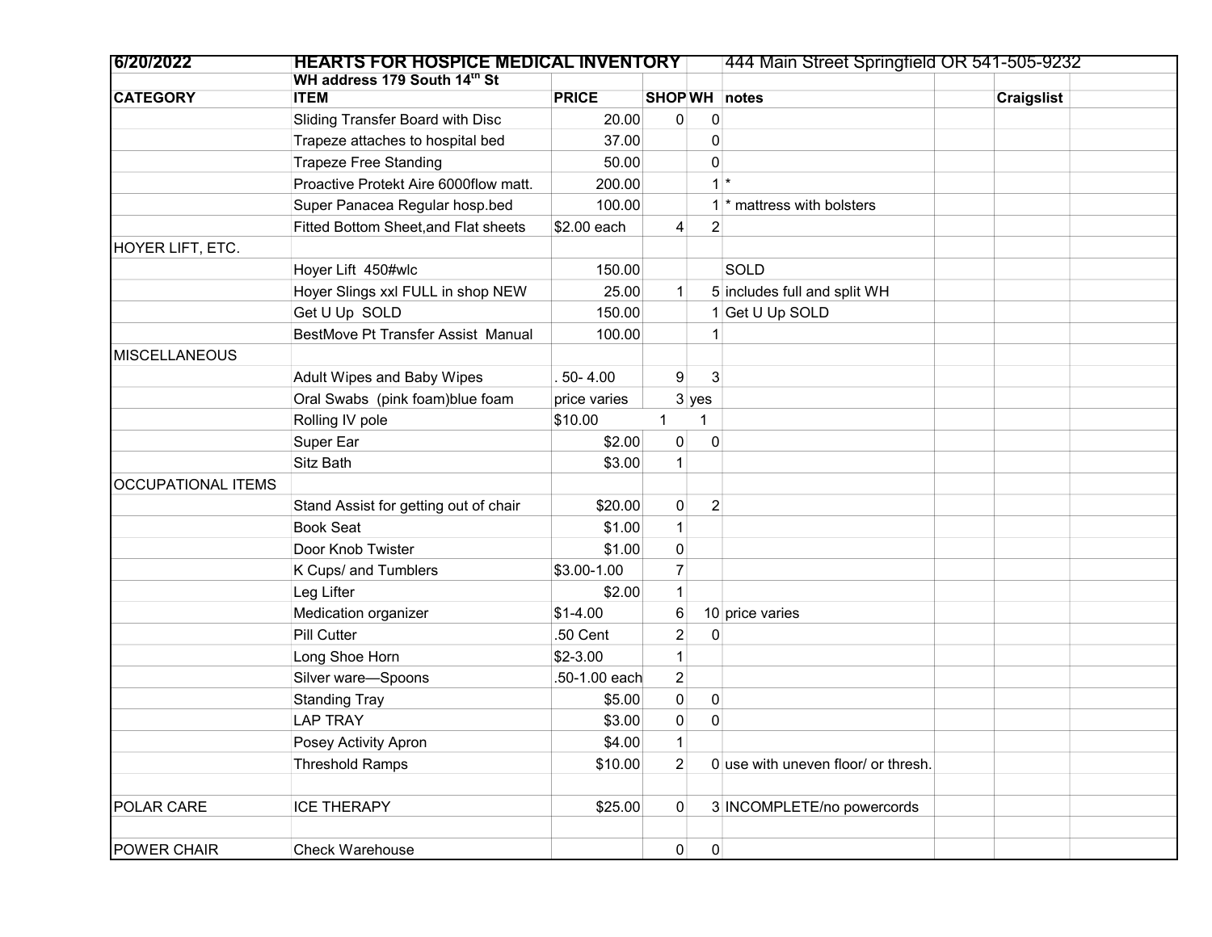| 6/20/2022 | HEARTS FOR HOSPICE MEDICAL INVENTORY | | | | 444 Main Street Springfield OR 541-505-9232 | | | |
|---|---|---|---|---|---|---|---|---|
| | WH address 179 South 14th St | | | | | | | |
| CATEGORY | ITEM | PRICE | SHOP | WH | notes | | Craigslist | |
| | Sliding Transfer Board with Disc | 20.00 | 0 | 0 | | | | |
| | Trapeze attaches to hospital bed | 37.00 | | 0 | | | | |
| | Trapeze Free Standing | 50.00 | | 0 | | | | |
| | Proactive Protekt Aire 6000flow matt. | 200.00 | | 1 | * | | | |
| | Super Panacea Regular hosp.bed | 100.00 | | 1 | * mattress with bolsters | | | |
| | Fitted Bottom Sheet,and Flat sheets | $2.00 each | 4 | 2 | | | | |
| HOYER LIFT, ETC. | | | | | | | | |
| | Hoyer Lift 450#wlc | 150.00 | | | SOLD | | | |
| | Hoyer Slings xxl FULL in shop NEW | 25.00 | 1 | 5 | includes full and split WH | | | |
| | Get U Up SOLD | 150.00 | | 1 | Get U Up SOLD | | | |
| | BestMove Pt Transfer Assist Manual | 100.00 | | 1 | | | | |
| MISCELLANEOUS | | | | | | | | |
| | Adult Wipes and Baby Wipes | . 50- 4.00 | 9 | 3 | | | | |
| | Oral Swabs (pink foam)blue foam | price varies | | 3 | yes | | | |
| | Rolling IV pole | $10.00 | 1 | 1 | | | | |
| | Super Ear | $2.00 | 0 | 0 | | | | |
| | Sitz Bath | $3.00 | 1 | | | | | |
| OCCUPATIONAL ITEMS | | | | | | | | |
| | Stand Assist for getting out of chair | $20.00 | 0 | 2 | | | | |
| | Book Seat | $1.00 | 1 | | | | | |
| | Door Knob Twister | $1.00 | 0 | | | | | |
| | K Cups/ and Tumblers | $3.00-1.00 | 7 | | | | | |
| | Leg Lifter | $2.00 | 1 | | | | | |
| | Medication organizer | $1-4.00 | 6 | 10 | price varies | | | |
| | Pill Cutter | .50 Cent | 2 | 0 | | | | |
| | Long Shoe Horn | $2-3.00 | 1 | | | | | |
| | Silver ware—Spoons | .50-1.00 each | 2 | | | | | |
| | Standing Tray | $5.00 | 0 | 0 | | | | |
| | LAP TRAY | $3.00 | 0 | 0 | | | | |
| | Posey Activity Apron | $4.00 | 1 | | | | | |
| | Threshold Ramps | $10.00 | 2 | 0 | use with uneven floor/ or thresh. | | | |
| | | | | | | | | |
| POLAR CARE | ICE THERAPY | $25.00 | 0 | 3 | INCOMPLETE/no powercords | | | |
| | | | | | | | | |
| POWER CHAIR | Check Warehouse | | 0 | 0 | | | | |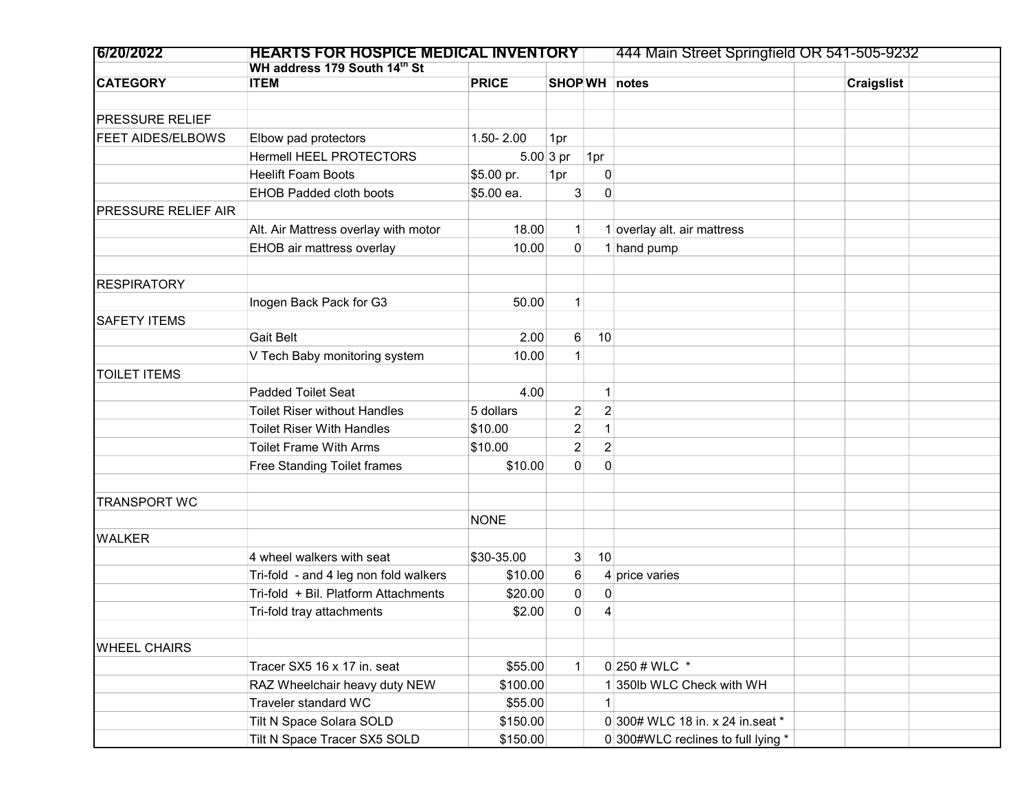| 6/20/2022 | HEARTS FOR HOSPICE MEDICAL INVENTORY | | | | 444 Main Street Springfield OR 541-505-9232 | | | |
|---|---|---|---|---|---|---|---|---|
| | WH address 179 South 14th St | | | | | | | |
| CATEGORY | ITEM | PRICE | SHOP | WH | notes | | Craigslist | |
| | | | | | | | | |
| PRESSURE RELIEF | | | | | | | | |
| FEET AIDES/ELBOWS | Elbow pad protectors | 1.50- 2.00 | 1pr | | | | | |
| | Hermell HEEL PROTECTORS | 5.00 | 3 pr | 1pr | | | | |
| | Heelift Foam Boots | $5.00 pr. | 1pr | 0 | | | | |
| | EHOB Padded cloth boots | $5.00 ea. | 3 | 0 | | | | |
| PRESSURE RELIEF AIR | | | | | | | | |
| | Alt. Air Mattress overlay with motor | 18.00 | 1 | 1 | overlay alt. air mattress | | | |
| | EHOB air mattress overlay | 10.00 | 0 | 1 | hand pump | | | |
| | | | | | | | | |
| RESPIRATORY | | | | | | | | |
| | Inogen Back Pack for G3 | 50.00 | 1 | | | | | |
| SAFETY ITEMS | | | | | | | | |
| | Gait Belt | 2.00 | 6 | 10 | | | | |
| | V Tech Baby monitoring system | 10.00 | 1 | | | | | |
| TOILET ITEMS | | | | | | | | |
| | Padded Toilet Seat | 4.00 | | 1 | | | | |
| | Toilet Riser without Handles | 5 dollars | 2 | 2 | | | | |
| | Toilet Riser With Handles | $10.00 | 2 | 1 | | | | |
| | Toilet Frame With Arms | $10.00 | 2 | 2 | | | | |
| | Free Standing Toilet frames | $10.00 | 0 | 0 | | | | |
| | | | | | | | | |
| TRANSPORT WC | | | | | | | | |
| | | NONE | | | | | | |
| WALKER | | | | | | | | |
| | 4 wheel walkers with seat | $30-35.00 | 3 | 10 | | | | |
| | Tri-fold - and 4 leg non fold walkers | $10.00 | 6 | 4 | price varies | | | |
| | Tri-fold + Bil. Platform Attachments | $20.00 | 0 | 0 | | | | |
| | Tri-fold tray attachments | $2.00 | 0 | 4 | | | | |
| | | | | | | | | |
| WHEEL CHAIRS | | | | | | | | |
| | Tracer SX5 16 x 17 in. seat | $55.00 | 1 | 0 | 250 # WLC * | | | |
| | RAZ Wheelchair heavy duty NEW | $100.00 | | 1 | 350lb WLC Check with WH | | | |
| | Traveler standard WC | $55.00 | | 1 | | | | |
| | Tilt N Space Solara SOLD | $150.00 | | 0 | 300# WLC 18 in. x 24 in.seat * | | | |
| | Tilt N Space Tracer SX5 SOLD | $150.00 | | 0 | 300#WLC reclines to full lying * | | | |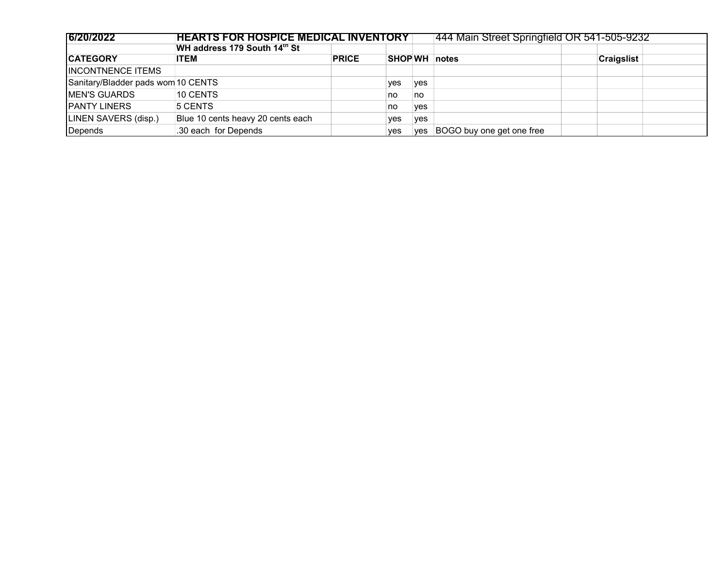| 6/20/2022 | HEARTS FOR HOSPICE MEDICAL INVENTORY | | | | 444 Main Street Springfield OR 541-505-9232 | | | |
|---|---|---|---|---|---|---|---|---|
| | WH address 179 South 14th St | | | | | | | |
| CATEGORY | ITEM | PRICE | SHOP | WH | notes | | Craigslist | |
| INCONTNENCE ITEMS | | | | | | | | |
| Sanitary/Bladder pads wom | 10 CENTS | | yes | yes | | | | |
| MEN'S GUARDS | 10 CENTS | | no | no | | | | |
| PANTY LINERS | 5 CENTS | | no | yes | | | | |
| LINEN SAVERS (disp.) | Blue 10 cents heavy 20 cents each | | yes | yes | | | | |
| Depends | .30 each for Depends | | yes | yes | BOGO buy one get one free | | | |